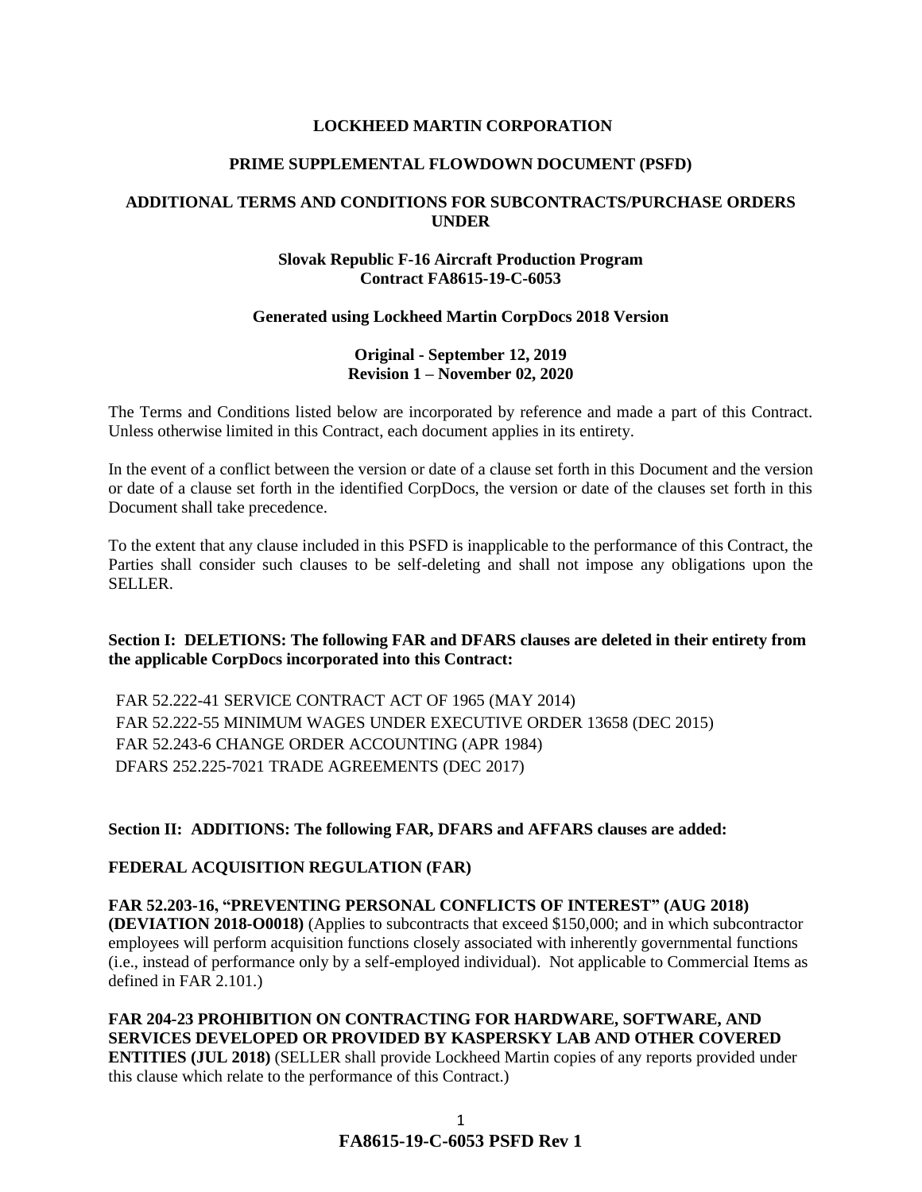**LOCKHEED MARTIN CORPORATION**

**PRIME SUPPLEMENTAL FLOWDOWN DOCUMENT (PSFD)**

**ADDITIONAL TERMS AND CONDITIONS FOR SUBCONTRACTS/PURCHASE ORDERS UNDER**

**Slovak Republic F-16 Aircraft Production Program**
**Contract FA8615-19-C-6053**

**Generated using Lockheed Martin CorpDocs 2018 Version**

**Original - September 12, 2019**
**Revision 1 – November 02, 2020**

The Terms and Conditions listed below are incorporated by reference and made a part of this Contract. Unless otherwise limited in this Contract, each document applies in its entirety.

In the event of a conflict between the version or date of a clause set forth in this Document and the version or date of a clause set forth in the identified CorpDocs, the version or date of the clauses set forth in this Document shall take precedence.

To the extent that any clause included in this PSFD is inapplicable to the performance of this Contract, the Parties shall consider such clauses to be self-deleting and shall not impose any obligations upon the SELLER.

**Section I: DELETIONS: The following FAR and DFARS clauses are deleted in their entirety from the applicable CorpDocs incorporated into this Contract:**

FAR 52.222-41 SERVICE CONTRACT ACT OF 1965 (MAY 2014)
FAR 52.222-55 MINIMUM WAGES UNDER EXECUTIVE ORDER 13658 (DEC 2015)
FAR 52.243-6 CHANGE ORDER ACCOUNTING (APR 1984)
DFARS 252.225-7021 TRADE AGREEMENTS (DEC 2017)

**Section II: ADDITIONS: The following FAR, DFARS and AFFARS clauses are added:**

**FEDERAL ACQUISITION REGULATION (FAR)**

**FAR 52.203-16, "PREVENTING PERSONAL CONFLICTS OF INTEREST" (AUG 2018) (DEVIATION 2018-O0018)** (Applies to subcontracts that exceed $150,000; and in which subcontractor employees will perform acquisition functions closely associated with inherently governmental functions (i.e., instead of performance only by a self-employed individual). Not applicable to Commercial Items as defined in FAR 2.101.)

**FAR 204-23 PROHIBITION ON CONTRACTING FOR HARDWARE, SOFTWARE, AND SERVICES DEVELOPED OR PROVIDED BY KASPERSKY LAB AND OTHER COVERED ENTITIES (JUL 2018)** (SELLER shall provide Lockheed Martin copies of any reports provided under this clause which relate to the performance of this Contract.)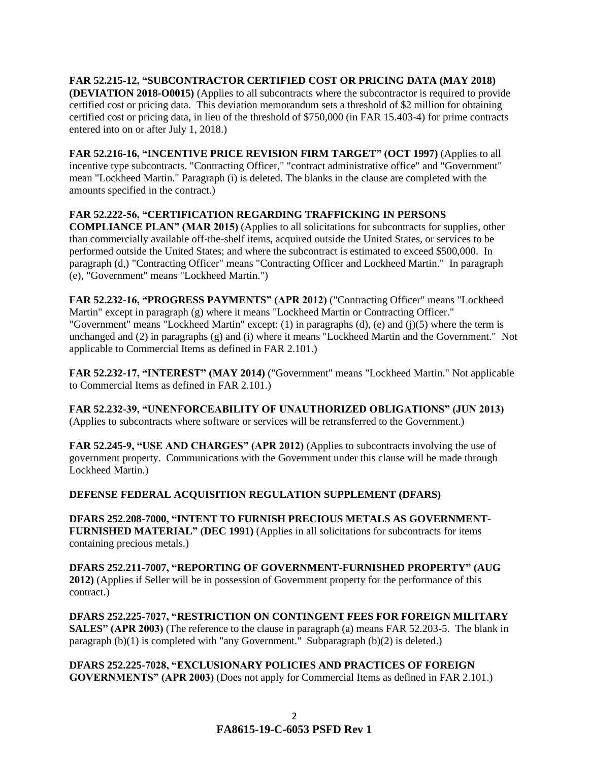**FAR 52.215-12, "SUBCONTRACTOR CERTIFIED COST OR PRICING DATA (MAY 2018) (DEVIATION 2018-O0015)** (Applies to all subcontracts where the subcontractor is required to provide certified cost or pricing data. This deviation memorandum sets a threshold of $2 million for obtaining certified cost or pricing data, in lieu of the threshold of $750,000 (in FAR 15.403-4) for prime contracts entered into on or after July 1, 2018.)

**FAR 52.216-16, "INCENTIVE PRICE REVISION FIRM TARGET" (OCT 1997)** (Applies to all incentive type subcontracts. "Contracting Officer," "contract administrative office" and "Government" mean "Lockheed Martin." Paragraph (i) is deleted. The blanks in the clause are completed with the amounts specified in the contract.)

**FAR 52.222-56, "CERTIFICATION REGARDING TRAFFICKING IN PERSONS COMPLIANCE PLAN" (MAR 2015)** (Applies to all solicitations for subcontracts for supplies, other than commercially available off-the-shelf items, acquired outside the United States, or services to be performed outside the United States; and where the subcontract is estimated to exceed $500,000. In paragraph (d,) "Contracting Officer" means "Contracting Officer and Lockheed Martin." In paragraph (e), "Government" means "Lockheed Martin.")

**FAR 52.232-16, "PROGRESS PAYMENTS" (APR 2012)** ("Contracting Officer" means "Lockheed Martin" except in paragraph (g) where it means "Lockheed Martin or Contracting Officer." "Government" means "Lockheed Martin" except: (1) in paragraphs (d), (e) and (j)(5) where the term is unchanged and (2) in paragraphs (g) and (i) where it means "Lockheed Martin and the Government." Not applicable to Commercial Items as defined in FAR 2.101.)

**FAR 52.232-17, "INTEREST" (MAY 2014)** ("Government" means "Lockheed Martin." Not applicable to Commercial Items as defined in FAR 2.101.)

**FAR 52.232-39, "UNENFORCEABILITY OF UNAUTHORIZED OBLIGATIONS" (JUN 2013)** (Applies to subcontracts where software or services will be retransferred to the Government.)

**FAR 52.245-9, "USE AND CHARGES" (APR 2012)** (Applies to subcontracts involving the use of government property. Communications with the Government under this clause will be made through Lockheed Martin.)

**DEFENSE FEDERAL ACQUISITION REGULATION SUPPLEMENT (DFARS)**

**DFARS 252.208-7000, "INTENT TO FURNISH PRECIOUS METALS AS GOVERNMENT-FURNISHED MATERIAL" (DEC 1991)** (Applies in all solicitations for subcontracts for items containing precious metals.)

**DFARS 252.211-7007, "REPORTING OF GOVERNMENT-FURNISHED PROPERTY" (AUG 2012)** (Applies if Seller will be in possession of Government property for the performance of this contract.)

**DFARS 252.225-7027, "RESTRICTION ON CONTINGENT FEES FOR FOREIGN MILITARY SALES" (APR 2003)** (The reference to the clause in paragraph (a) means FAR 52.203-5. The blank in paragraph (b)(1) is completed with "any Government." Subparagraph (b)(2) is deleted.)

**DFARS 252.225-7028, "EXCLUSIONARY POLICIES AND PRACTICES OF FOREIGN GOVERNMENTS" (APR 2003)** (Does not apply for Commercial Items as defined in FAR 2.101.)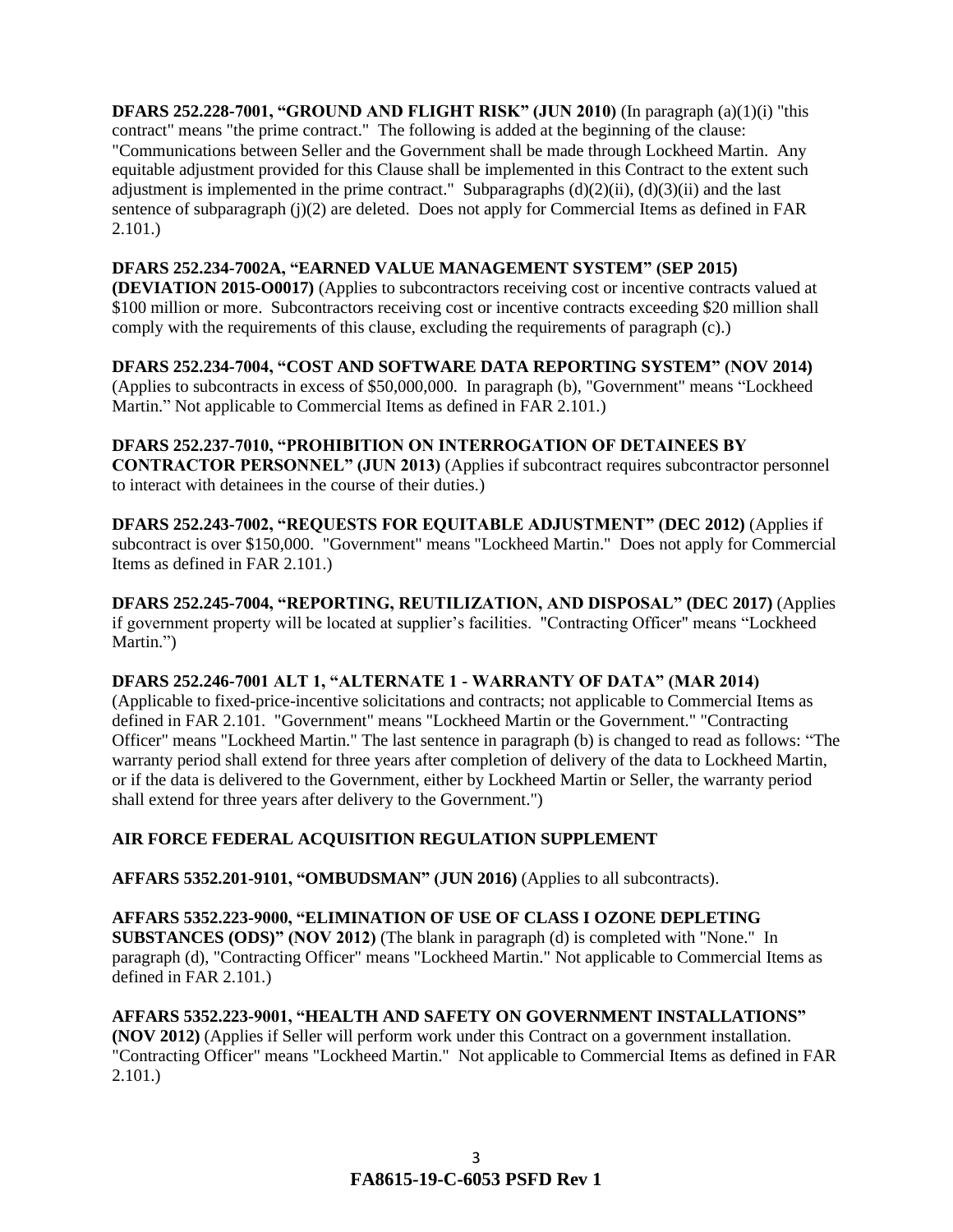**DFARS 252.228-7001, "GROUND AND FLIGHT RISK" (JUN 2010)** (In paragraph (a)(1)(i) "this contract" means "the prime contract." The following is added at the beginning of the clause: "Communications between Seller and the Government shall be made through Lockheed Martin. Any equitable adjustment provided for this Clause shall be implemented in this Contract to the extent such adjustment is implemented in the prime contract." Subparagraphs (d)(2)(ii), (d)(3)(ii) and the last sentence of subparagraph (j)(2) are deleted. Does not apply for Commercial Items as defined in FAR 2.101.)

**DFARS 252.234-7002A, "EARNED VALUE MANAGEMENT SYSTEM" (SEP 2015) (DEVIATION 2015-O0017)** (Applies to subcontractors receiving cost or incentive contracts valued at $100 million or more. Subcontractors receiving cost or incentive contracts exceeding $20 million shall comply with the requirements of this clause, excluding the requirements of paragraph (c).)

**DFARS 252.234-7004, "COST AND SOFTWARE DATA REPORTING SYSTEM" (NOV 2014)** (Applies to subcontracts in excess of $50,000,000. In paragraph (b), "Government" means "Lockheed Martin." Not applicable to Commercial Items as defined in FAR 2.101.)

**DFARS 252.237-7010, "PROHIBITION ON INTERROGATION OF DETAINEES BY CONTRACTOR PERSONNEL" (JUN 2013)** (Applies if subcontract requires subcontractor personnel to interact with detainees in the course of their duties.)

**DFARS 252.243-7002, "REQUESTS FOR EQUITABLE ADJUSTMENT" (DEC 2012)** (Applies if subcontract is over $150,000. "Government" means "Lockheed Martin." Does not apply for Commercial Items as defined in FAR 2.101.)

**DFARS 252.245-7004, "REPORTING, REUTILIZATION, AND DISPOSAL" (DEC 2017)** (Applies if government property will be located at supplier's facilities. "Contracting Officer" means "Lockheed Martin.")

**DFARS 252.246-7001 ALT 1, "ALTERNATE 1 - WARRANTY OF DATA" (MAR 2014)** (Applicable to fixed-price-incentive solicitations and contracts; not applicable to Commercial Items as defined in FAR 2.101. "Government" means "Lockheed Martin or the Government." "Contracting Officer" means "Lockheed Martin." The last sentence in paragraph (b) is changed to read as follows: "The warranty period shall extend for three years after completion of delivery of the data to Lockheed Martin, or if the data is delivered to the Government, either by Lockheed Martin or Seller, the warranty period shall extend for three years after delivery to the Government.")

## AIR FORCE FEDERAL ACQUISITION REGULATION SUPPLEMENT

**AFFARS 5352.201-9101, "OMBUDSMAN" (JUN 2016)** (Applies to all subcontracts).

**AFFARS 5352.223-9000, "ELIMINATION OF USE OF CLASS I OZONE DEPLETING SUBSTANCES (ODS)" (NOV 2012)** (The blank in paragraph (d) is completed with "None." In paragraph (d), "Contracting Officer" means "Lockheed Martin." Not applicable to Commercial Items as defined in FAR 2.101.)

**AFFARS 5352.223-9001, "HEALTH AND SAFETY ON GOVERNMENT INSTALLATIONS" (NOV 2012)** (Applies if Seller will perform work under this Contract on a government installation. "Contracting Officer" means "Lockheed Martin." Not applicable to Commercial Items as defined in FAR 2.101.)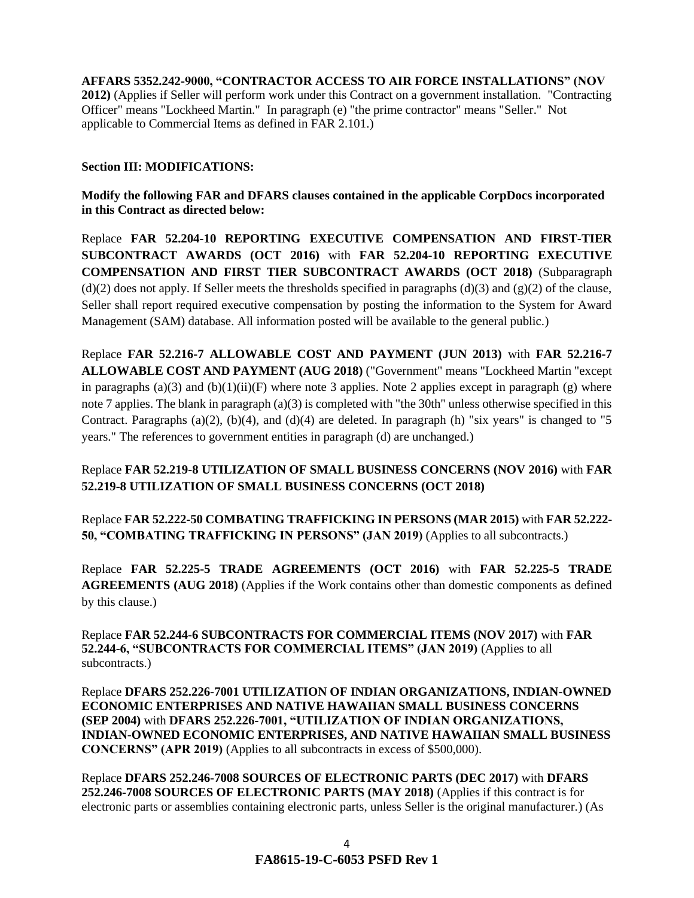**AFFARS 5352.242-9000, “CONTRACTOR ACCESS TO AIR FORCE INSTALLATIONS” (NOV 2012)** (Applies if Seller will perform work under this Contract on a government installation. "Contracting Officer" means "Lockheed Martin." In paragraph (e) "the prime contractor" means "Seller." Not applicable to Commercial Items as defined in FAR 2.101.)

**Section III: MODIFICATIONS:**

**Modify the following FAR and DFARS clauses contained in the applicable CorpDocs incorporated in this Contract as directed below:**

Replace **FAR 52.204-10 REPORTING EXECUTIVE COMPENSATION AND FIRST-TIER SUBCONTRACT AWARDS (OCT 2016)** with **FAR 52.204-10 REPORTING EXECUTIVE COMPENSATION AND FIRST TIER SUBCONTRACT AWARDS (OCT 2018)** (Subparagraph (d)(2) does not apply. If Seller meets the thresholds specified in paragraphs (d)(3) and (g)(2) of the clause, Seller shall report required executive compensation by posting the information to the System for Award Management (SAM) database. All information posted will be available to the general public.)

Replace **FAR 52.216-7 ALLOWABLE COST AND PAYMENT (JUN 2013)** with **FAR 52.216-7 ALLOWABLE COST AND PAYMENT (AUG 2018)** ("Government" means "Lockheed Martin "except in paragraphs (a)(3) and (b)(1)(ii)(F) where note 3 applies. Note 2 applies except in paragraph (g) where note 7 applies. The blank in paragraph (a)(3) is completed with "the 30th" unless otherwise specified in this Contract. Paragraphs (a)(2), (b)(4), and (d)(4) are deleted. In paragraph (h) "six years" is changed to "5 years." The references to government entities in paragraph (d) are unchanged.)

Replace **FAR 52.219-8 UTILIZATION OF SMALL BUSINESS CONCERNS (NOV 2016)** with **FAR 52.219-8 UTILIZATION OF SMALL BUSINESS CONCERNS (OCT 2018)**

Replace **FAR 52.222-50 COMBATING TRAFFICKING IN PERSONS (MAR 2015)** with **FAR 52.222-50, “COMBATING TRAFFICKING IN PERSONS” (JAN 2019)** (Applies to all subcontracts.)

Replace **FAR 52.225-5 TRADE AGREEMENTS (OCT 2016)** with **FAR 52.225-5 TRADE AGREEMENTS (AUG 2018)** (Applies if the Work contains other than domestic components as defined by this clause.)

Replace **FAR 52.244-6 SUBCONTRACTS FOR COMMERCIAL ITEMS (NOV 2017)** with **FAR 52.244-6, “SUBCONTRACTS FOR COMMERCIAL ITEMS” (JAN 2019)** (Applies to all subcontracts.)

Replace **DFARS 252.226-7001 UTILIZATION OF INDIAN ORGANIZATIONS, INDIAN-OWNED ECONOMIC ENTERPRISES AND NATIVE HAWAIIAN SMALL BUSINESS CONCERNS (SEP 2004)** with **DFARS 252.226-7001, “UTILIZATION OF INDIAN ORGANIZATIONS, INDIAN-OWNED ECONOMIC ENTERPRISES, AND NATIVE HAWAIIAN SMALL BUSINESS CONCERNS” (APR 2019)** (Applies to all subcontracts in excess of $500,000).

Replace **DFARS 252.246-7008 SOURCES OF ELECTRONIC PARTS (DEC 2017)** with **DFARS 252.246-7008 SOURCES OF ELECTRONIC PARTS (MAY 2018)** (Applies if this contract is for electronic parts or assemblies containing electronic parts, unless Seller is the original manufacturer.) (As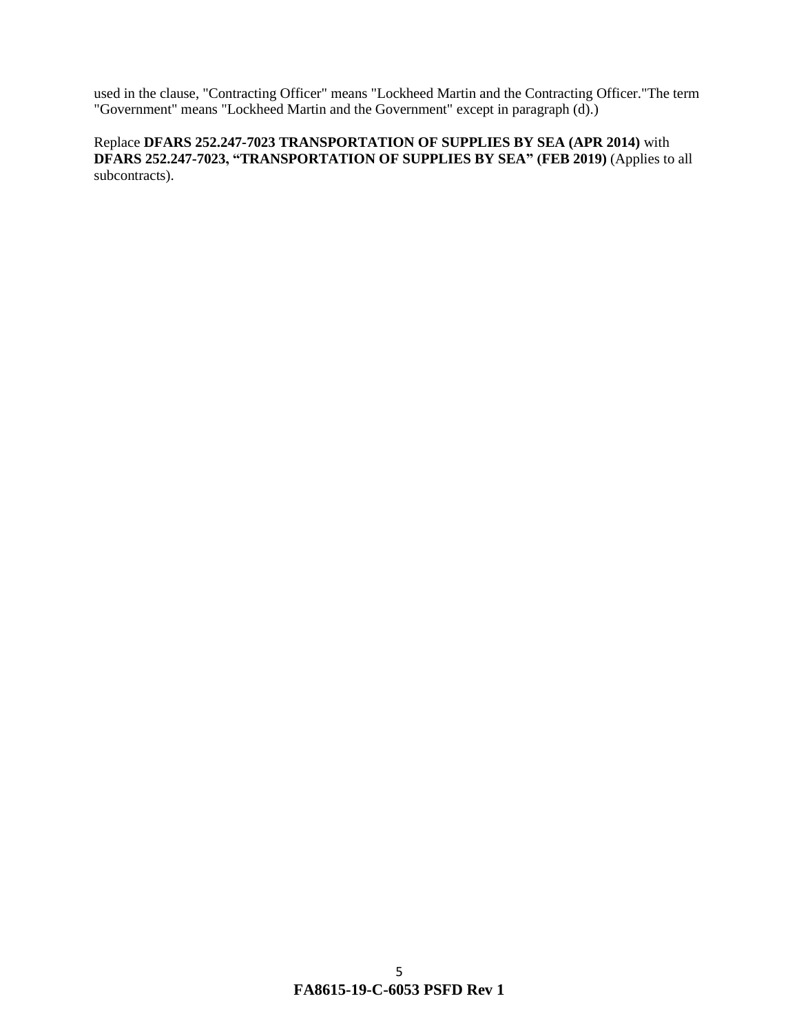used in the clause, "Contracting Officer" means "Lockheed Martin and the Contracting Officer."The term "Government" means "Lockheed Martin and the Government" except in paragraph (d).)

Replace **DFARS 252.247-7023 TRANSPORTATION OF SUPPLIES BY SEA (APR 2014)** with **DFARS 252.247-7023, "TRANSPORTATION OF SUPPLIES BY SEA" (FEB 2019)** (Applies to all subcontracts).